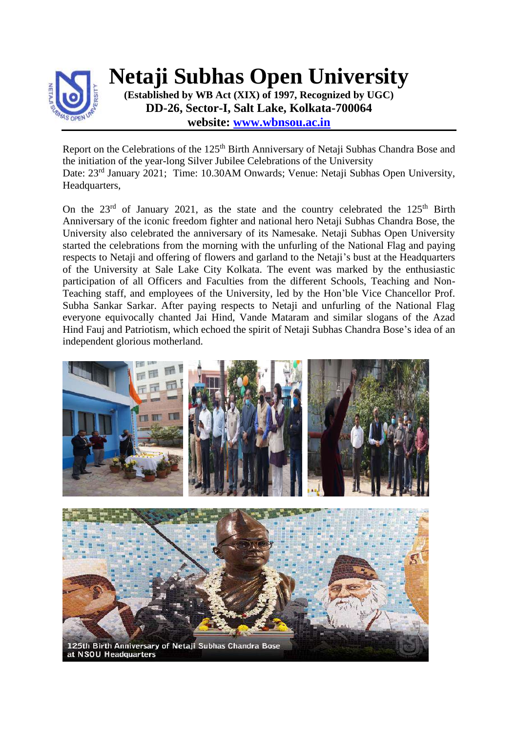# Netaji Subhas Open University

**(Established by WB Act (XIX) of 1997, Recognized by UGC)**
**DD-26, Sector-I, Salt Lake, Kolkata-700064**
**website: www.wbnsou.ac.in**

Report on the Celebrations of the 125th Birth Anniversary of Netaji Subhas Chandra Bose and the initiation of the year-long Silver Jubilee Celebrations of the University
Date: 23rd January 2021; Time: 10.30AM Onwards; Venue: Netaji Subhas Open University, Headquarters,

On the 23rd of January 2021, as the state and the country celebrated the 125th Birth Anniversary of the iconic freedom fighter and national hero Netaji Subhas Chandra Bose, the University also celebrated the anniversary of its Namesake. Netaji Subhas Open University started the celebrations from the morning with the unfurling of the National Flag and paying respects to Netaji and offering of flowers and garland to the Netaji's bust at the Headquarters of the University at Sale Lake City Kolkata. The event was marked by the enthusiastic participation of all Officers and Faculties from the different Schools, Teaching and Non-Teaching staff, and employees of the University, led by the Hon'ble Vice Chancellor Prof. Subha Sankar Sarkar. After paying respects to Netaji and unfurling of the National Flag everyone equivocally chanted Jai Hind, Vande Mataram and similar slogans of the Azad Hind Fauj and Patriotism, which echoed the spirit of Netaji Subhas Chandra Bose's idea of an independent glorious motherland.

125th Birth Anniversary of Netaji Subhas Chandra Bose at NSOU Headquarters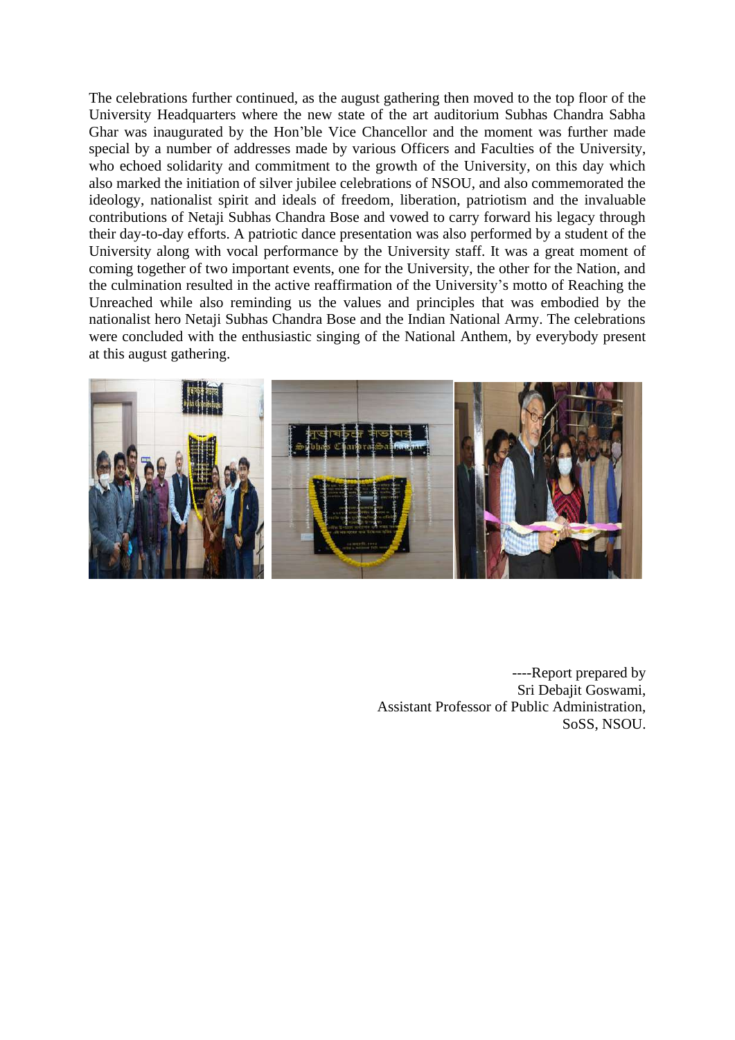The celebrations further continued, as the august gathering then moved to the top floor of the University Headquarters where the new state of the art auditorium Subhas Chandra Sabha Ghar was inaugurated by the Hon'ble Vice Chancellor and the moment was further made special by a number of addresses made by various Officers and Faculties of the University, who echoed solidarity and commitment to the growth of the University, on this day which also marked the initiation of silver jubilee celebrations of NSOU, and also commemorated the ideology, nationalist spirit and ideals of freedom, liberation, patriotism and the invaluable contributions of Netaji Subhas Chandra Bose and vowed to carry forward his legacy through their day-to-day efforts. A patriotic dance presentation was also performed by a student of the University along with vocal performance by the University staff. It was a great moment of coming together of two important events, one for the University, the other for the Nation, and the culmination resulted in the active reaffirmation of the University's motto of Reaching the Unreached while also reminding us the values and principles that was embodied by the nationalist hero Netaji Subhas Chandra Bose and the Indian National Army. The celebrations were concluded with the enthusiastic singing of the National Anthem, by everybody present at this august gathering.

----Report prepared by
Sri Debajit Goswami,
Assistant Professor of Public Administration,
SoSS, NSOU.